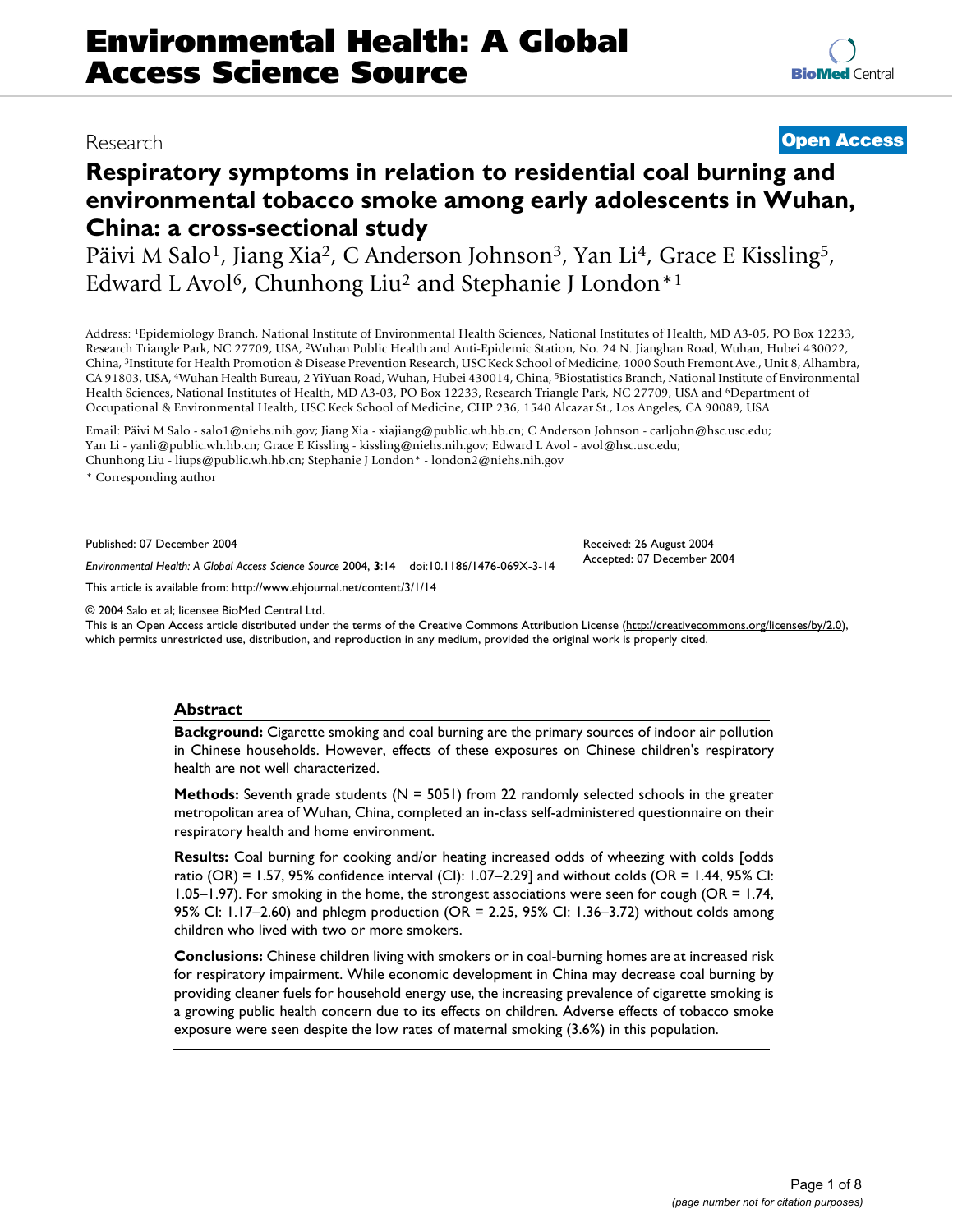# Environmental Health: A Global Access Science Source

Research

**Open Access**

## Respiratory symptoms in relation to residential coal burning and environmental tobacco smoke among early adolescents in Wuhan, China: a cross-sectional study

Päivi M Salo[1], Jiang Xia[2], C Anderson Johnson[3], Yan Li[4], Grace E Kissling[5], Edward L Avol[6], Chunhong Liu[2] and Stephanie J London*[1]

Address: [1]Epidemiology Branch, National Institute of Environmental Health Sciences, National Institutes of Health, MD A3-05, PO Box 12233, Research Triangle Park, NC 27709, USA, [2]Wuhan Public Health and Anti-Epidemic Station, No. 24 N. Jianghan Road, Wuhan, Hubei 430022, China, [3]Institute for Health Promotion & Disease Prevention Research, USC Keck School of Medicine, 1000 South Fremont Ave., Unit 8, Alhambra, CA 91803, USA, [4]Wuhan Health Bureau, 2 YiYuan Road, Wuhan, Hubei 430014, China, [5]Biostatistics Branch, National Institute of Environmental Health Sciences, National Institutes of Health, MD A3-03, PO Box 12233, Research Triangle Park, NC 27709, USA and [6]Department of Occupational & Environmental Health, USC Keck School of Medicine, CHP 236, 1540 Alcazar St., Los Angeles, CA 90089, USA

Email: Päivi M Salo - salo1@niehs.nih.gov; Jiang Xia - xiajiang@public.wh.hb.cn; C Anderson Johnson - carljohn@hsc.usc.edu; Yan Li - yanli@public.wh.hb.cn; Grace E Kissling - kissling@niehs.nih.gov; Edward L Avol - avol@hsc.usc.edu; Chunhong Liu - liups@public.wh.hb.cn; Stephanie J London* - london2@niehs.nih.gov

\* Corresponding author

Published: 07 December 2004

*Environmental Health: A Global Access Science Source* 2004, **3**:14 doi:10.1186/1476-069X-3-14

Received: 26 August 2004
Accepted: 07 December 2004

This article is available from: http://www.ehjournal.net/content/3/1/14

© 2004 Salo et al; licensee BioMed Central Ltd.
This is an Open Access article distributed under the terms of the Creative Commons Attribution License (http://creativecommons.org/licenses/by/2.0), which permits unrestricted use, distribution, and reproduction in any medium, provided the original work is properly cited.

### Abstract

**Background:** Cigarette smoking and coal burning are the primary sources of indoor air pollution in Chinese households. However, effects of these exposures on Chinese children's respiratory health are not well characterized.

**Methods:** Seventh grade students (N = 5051) from 22 randomly selected schools in the greater metropolitan area of Wuhan, China, completed an in-class self-administered questionnaire on their respiratory health and home environment.

**Results:** Coal burning for cooking and/or heating increased odds of wheezing with colds [odds ratio (OR) = 1.57, 95% confidence interval (CI): 1.07–2.29] and without colds (OR = 1.44, 95% CI: 1.05–1.97). For smoking in the home, the strongest associations were seen for cough (OR = 1.74, 95% CI: 1.17–2.60) and phlegm production (OR = 2.25, 95% CI: 1.36–3.72) without colds among children who lived with two or more smokers.

**Conclusions:** Chinese children living with smokers or in coal-burning homes are at increased risk for respiratory impairment. While economic development in China may decrease coal burning by providing cleaner fuels for household energy use, the increasing prevalence of cigarette smoking is a growing public health concern due to its effects on children. Adverse effects of tobacco smoke exposure were seen despite the low rates of maternal smoking (3.6%) in this population.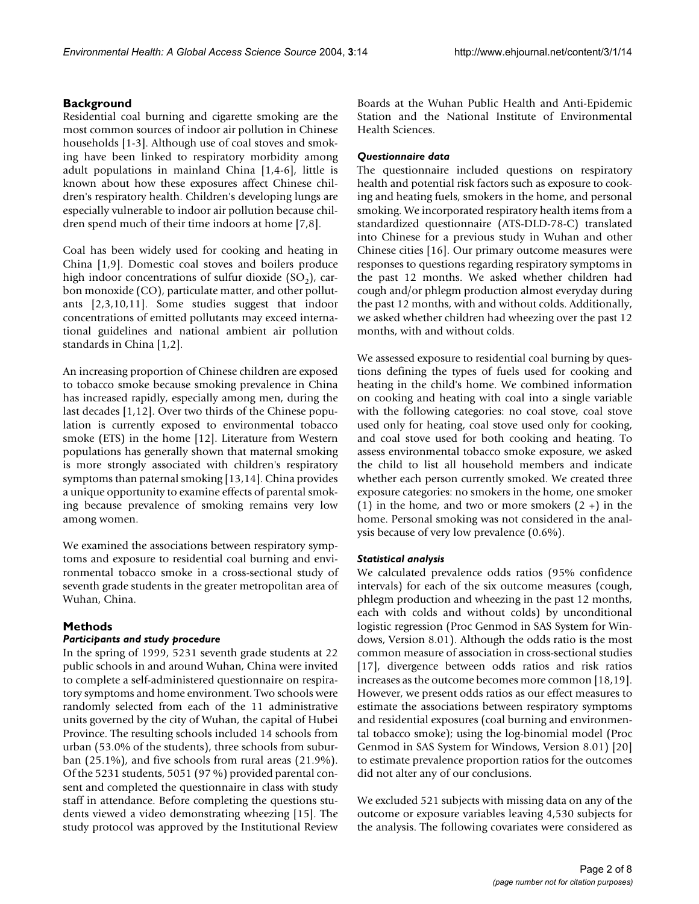## Background

Residential coal burning and cigarette smoking are the most common sources of indoor air pollution in Chinese households [1-3]. Although use of coal stoves and smoking have been linked to respiratory morbidity among adult populations in mainland China [1,4-6], little is known about how these exposures affect Chinese children's respiratory health. Children's developing lungs are especially vulnerable to indoor air pollution because children spend much of their time indoors at home [7,8].

Coal has been widely used for cooking and heating in China [1,9]. Domestic coal stoves and boilers produce high indoor concentrations of sulfur dioxide ($SO_2$), carbon monoxide (CO), particulate matter, and other pollutants [2,3,10,11]. Some studies suggest that indoor concentrations of emitted pollutants may exceed international guidelines and national ambient air pollution standards in China [1,2].

An increasing proportion of Chinese children are exposed to tobacco smoke because smoking prevalence in China has increased rapidly, especially among men, during the last decades [1,12]. Over two thirds of the Chinese population is currently exposed to environmental tobacco smoke (ETS) in the home [12]. Literature from Western populations has generally shown that maternal smoking is more strongly associated with children's respiratory symptoms than paternal smoking [13,14]. China provides a unique opportunity to examine effects of parental smoking because prevalence of smoking remains very low among women.

We examined the associations between respiratory symptoms and exposure to residential coal burning and environmental tobacco smoke in a cross-sectional study of seventh grade students in the greater metropolitan area of Wuhan, China.

## Methods

### *Participants and study procedure*

In the spring of 1999, 5231 seventh grade students at 22 public schools in and around Wuhan, China were invited to complete a self-administered questionnaire on respiratory symptoms and home environment. Two schools were randomly selected from each of the 11 administrative units governed by the city of Wuhan, the capital of Hubei Province. The resulting schools included 14 schools from urban (53.0% of the students), three schools from suburban (25.1%), and five schools from rural areas (21.9%). Of the 5231 students, 5051 (97 %) provided parental consent and completed the questionnaire in class with study staff in attendance. Before completing the questions students viewed a video demonstrating wheezing [15]. The study protocol was approved by the Institutional Review Boards at the Wuhan Public Health and Anti-Epidemic Station and the National Institute of Environmental Health Sciences.

### *Questionnaire data*

The questionnaire included questions on respiratory health and potential risk factors such as exposure to cooking and heating fuels, smokers in the home, and personal smoking. We incorporated respiratory health items from a standardized questionnaire (ATS-DLD-78-C) translated into Chinese for a previous study in Wuhan and other Chinese cities [16]. Our primary outcome measures were responses to questions regarding respiratory symptoms in the past 12 months. We asked whether children had cough and/or phlegm production almost everyday during the past 12 months, with and without colds. Additionally, we asked whether children had wheezing over the past 12 months, with and without colds.

We assessed exposure to residential coal burning by questions defining the types of fuels used for cooking and heating in the child's home. We combined information on cooking and heating with coal into a single variable with the following categories: no coal stove, coal stove used only for heating, coal stove used only for cooking, and coal stove used for both cooking and heating. To assess environmental tobacco smoke exposure, we asked the child to list all household members and indicate whether each person currently smoked. We created three exposure categories: no smokers in the home, one smoker (1) in the home, and two or more smokers (2 +) in the home. Personal smoking was not considered in the analysis because of very low prevalence (0.6%).

### *Statistical analysis*

We calculated prevalence odds ratios (95% confidence intervals) for each of the six outcome measures (cough, phlegm production and wheezing in the past 12 months, each with colds and without colds) by unconditional logistic regression (Proc Genmod in SAS System for Windows, Version 8.01). Although the odds ratio is the most common measure of association in cross-sectional studies [17], divergence between odds ratios and risk ratios increases as the outcome becomes more common [18,19]. However, we present odds ratios as our effect measures to estimate the associations between respiratory symptoms and residential exposures (coal burning and environmental tobacco smoke); using the log-binomial model (Proc Genmod in SAS System for Windows, Version 8.01) [20] to estimate prevalence proportion ratios for the outcomes did not alter any of our conclusions.

We excluded 521 subjects with missing data on any of the outcome or exposure variables leaving 4,530 subjects for the analysis. The following covariates were considered as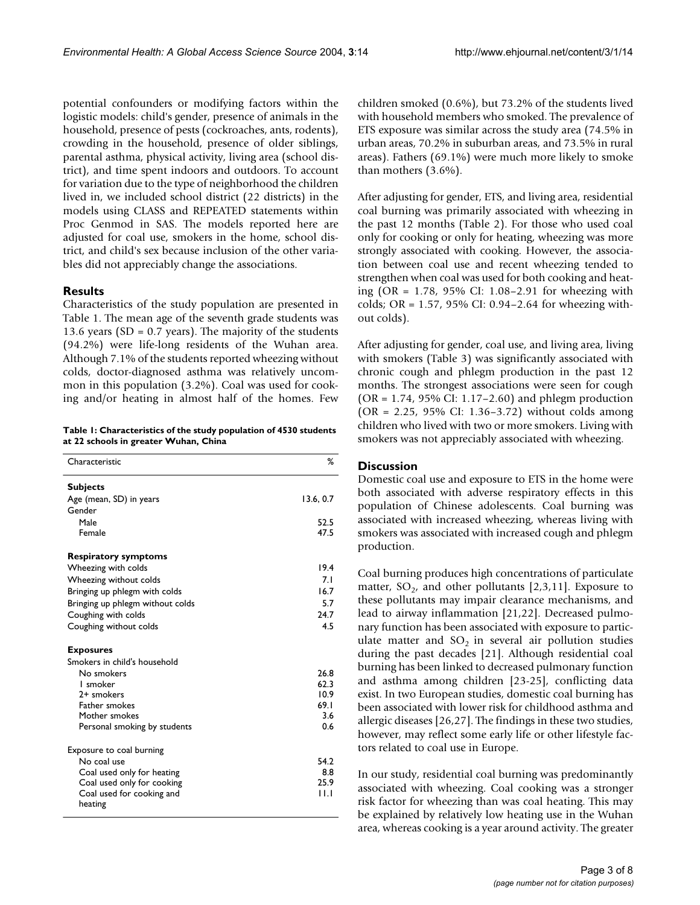potential confounders or modifying factors within the logistic models: child's gender, presence of animals in the household, presence of pests (cockroaches, ants, rodents), crowding in the household, presence of older siblings, parental asthma, physical activity, living area (school district), and time spent indoors and outdoors. To account for variation due to the type of neighborhood the children lived in, we included school district (22 districts) in the models using CLASS and REPEATED statements within Proc Genmod in SAS. The models reported here are adjusted for coal use, smokers in the home, school district, and child's sex because inclusion of the other variables did not appreciably change the associations.

## Results

Characteristics of the study population are presented in Table 1. The mean age of the seventh grade students was 13.6 years (SD = 0.7 years). The majority of the students (94.2%) were life-long residents of the Wuhan area. Although 7.1% of the students reported wheezing without colds, doctor-diagnosed asthma was relatively uncommon in this population (3.2%). Coal was used for cooking and/or heating in almost half of the homes. Few children smoked (0.6%), but 73.2% of the students lived with household members who smoked. The prevalence of ETS exposure was similar across the study area (74.5% in urban areas, 70.2% in suburban areas, and 73.5% in rural areas). Fathers (69.1%) were much more likely to smoke than mothers (3.6%).

**Table 1: Characteristics of the study population of 4530 students at 22 schools in greater Wuhan, China**

| Characteristic | % |
|---|---|
| **Subjects** | |
| Age (mean, SD) in years | 13.6, 0.7 |
| Gender | |
| Male | 52.5 |
| Female | 47.5 |
| **Respiratory symptoms** | |
| Wheezing with colds | 19.4 |
| Wheezing without colds | 7.1 |
| Bringing up phlegm with colds | 16.7 |
| Bringing up phlegm without colds | 5.7 |
| Coughing with colds | 24.7 |
| Coughing without colds | 4.5 |
| **Exposures** | |
| Smokers in child's household | |
| No smokers | 26.8 |
| 1 smoker | 62.3 |
| 2+ smokers | 10.9 |
| Father smokes | 69.1 |
| Mother smokes | 3.6 |
| Personal smoking by students | 0.6 |
| Exposure to coal burning | |
| No coal use | 54.2 |
| Coal used only for heating | 8.8 |
| Coal used only for cooking | 25.9 |
| Coal used for cooking and heating | 11.1 |

After adjusting for gender, ETS, and living area, residential coal burning was primarily associated with wheezing in the past 12 months (Table 2). For those who used coal only for cooking or only for heating, wheezing was more strongly associated with cooking. However, the association between coal use and recent wheezing tended to strengthen when coal was used for both cooking and heating (OR = 1.78, 95% CI: 1.08–2.91 for wheezing with colds; OR = 1.57, 95% CI: 0.94–2.64 for wheezing without colds).

After adjusting for gender, coal use, and living area, living with smokers (Table 3) was significantly associated with chronic cough and phlegm production in the past 12 months. The strongest associations were seen for cough (OR = 1.74, 95% CI: 1.17–2.60) and phlegm production (OR = 2.25, 95% CI: 1.36–3.72) without colds among children who lived with two or more smokers. Living with smokers was not appreciably associated with wheezing.

## Discussion

Domestic coal use and exposure to ETS in the home were both associated with adverse respiratory effects in this population of Chinese adolescents. Coal burning was associated with increased wheezing, whereas living with smokers was associated with increased cough and phlegm production.

Coal burning produces high concentrations of particulate matter, $SO_2$, and other pollutants [2,3,11]. Exposure to these pollutants may impair clearance mechanisms, and lead to airway inflammation [21,22]. Decreased pulmonary function has been associated with exposure to particulate matter and $SO_2$ in several air pollution studies during the past decades [21]. Although residential coal burning has been linked to decreased pulmonary function and asthma among children [23-25], conflicting data exist. In two European studies, domestic coal burning has been associated with lower risk for childhood asthma and allergic diseases [26,27]. The findings in these two studies, however, may reflect some early life or other lifestyle factors related to coal use in Europe.

In our study, residential coal burning was predominantly associated with wheezing. Coal cooking was a stronger risk factor for wheezing than was coal heating. This may be explained by relatively low heating use in the Wuhan area, whereas cooking is a year around activity. The greater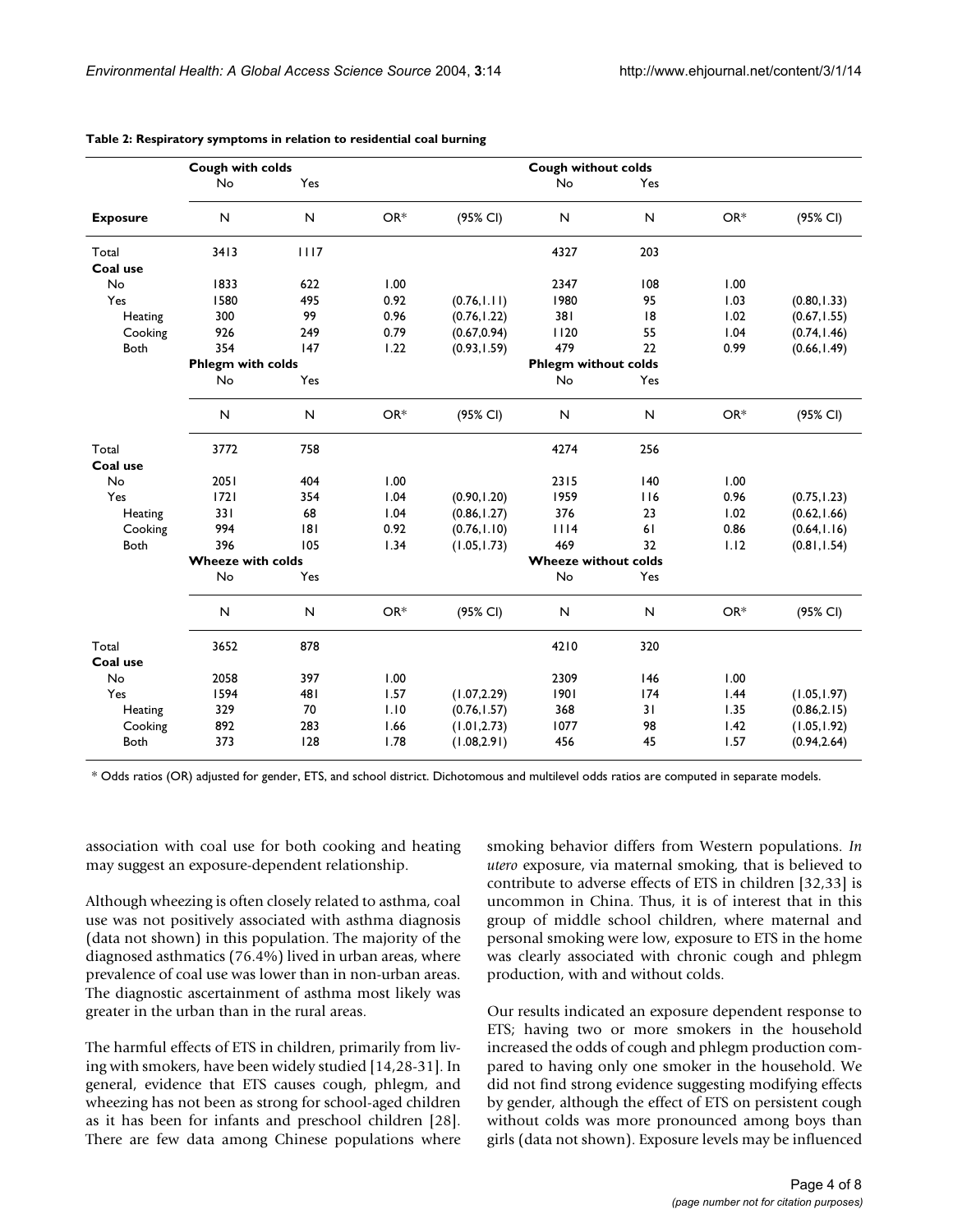**Table 2: Respiratory symptoms in relation to residential coal burning**

| | Cough with colds | | | | Cough without colds | | | |
|---|---|---|---|---|---|---|---|---|
| | No | Yes | | | No | Yes | | |
| **Exposure** | N | N | OR* | (95% CI) | N | N | OR* | (95% CI) |
| Total | 3413 | 1117 | | | 4327 | 203 | | |
| **Coal use** | | | | | | | | |
| No | 1833 | 622 | 1.00 | | 2347 | 108 | 1.00 | |
| Yes | 1580 | 495 | 0.92 | (0.76,1.11) | 1980 | 95 | 1.03 | (0.80,1.33) |
| Heating | 300 | 99 | 0.96 | (0.76,1.22) | 381 | 18 | 1.02 | (0.67,1.55) |
| Cooking | 926 | 249 | 0.79 | (0.67,0.94) | 1120 | 55 | 1.04 | (0.74,1.46) |
| Both | 354 | 147 | 1.22 | (0.93,1.59) | 479 | 22 | 0.99 | (0.66,1.49) |
| | **Phlegm with colds** | | | | **Phlegm without colds** | | | |
| | No | Yes | | | No | Yes | | |
| | N | N | OR* | (95% CI) | N | N | OR* | (95% CI) |
| Total | 3772 | 758 | | | 4274 | 256 | | |
| **Coal use** | | | | | | | | |
| No | 2051 | 404 | 1.00 | | 2315 | 140 | 1.00 | |
| Yes | 1721 | 354 | 1.04 | (0.90,1.20) | 1959 | 116 | 0.96 | (0.75,1.23) |
| Heating | 331 | 68 | 1.04 | (0.86,1.27) | 376 | 23 | 1.02 | (0.62,1.66) |
| Cooking | 994 | 181 | 0.92 | (0.76,1.10) | 1114 | 61 | 0.86 | (0.64,1.16) |
| Both | 396 | 105 | 1.34 | (1.05,1.73) | 469 | 32 | 1.12 | (0.81,1.54) |
| | **Wheeze with colds** | | | | **Wheeze without colds** | | | |
| | No | Yes | | | No | Yes | | |
| | N | N | OR* | (95% CI) | N | N | OR* | (95% CI) |
| Total | 3652 | 878 | | | 4210 | 320 | | |
| **Coal use** | | | | | | | | |
| No | 2058 | 397 | 1.00 | | 2309 | 146 | 1.00 | |
| Yes | 1594 | 481 | 1.57 | (1.07,2.29) | 1901 | 174 | 1.44 | (1.05,1.97) |
| Heating | 329 | 70 | 1.10 | (0.76,1.57) | 368 | 31 | 1.35 | (0.86,2.15) |
| Cooking | 892 | 283 | 1.66 | (1.01,2.73) | 1077 | 98 | 1.42 | (1.05,1.92) |
| Both | 373 | 128 | 1.78 | (1.08,2.91) | 456 | 45 | 1.57 | (0.94,2.64) |

* Odds ratios (OR) adjusted for gender, ETS, and school district. Dichotomous and multilevel odds ratios are computed in separate models.

association with coal use for both cooking and heating may suggest an exposure-dependent relationship.

Although wheezing is often closely related to asthma, coal use was not positively associated with asthma diagnosis (data not shown) in this population. The majority of the diagnosed asthmatics (76.4%) lived in urban areas, where prevalence of coal use was lower than in non-urban areas. The diagnostic ascertainment of asthma most likely was greater in the urban than in the rural areas.

The harmful effects of ETS in children, primarily from living with smokers, have been widely studied [14,28-31]. In general, evidence that ETS causes cough, phlegm, and wheezing has not been as strong for school-aged children as it has been for infants and preschool children [28]. There are few data among Chinese populations where smoking behavior differs from Western populations. *In utero* exposure, via maternal smoking, that is believed to contribute to adverse effects of ETS in children [32,33] is uncommon in China. Thus, it is of interest that in this group of middle school children, where maternal and personal smoking were low, exposure to ETS in the home was clearly associated with chronic cough and phlegm production, with and without colds.

Our results indicated an exposure dependent response to ETS; having two or more smokers in the household increased the odds of cough and phlegm production compared to having only one smoker in the household. We did not find strong evidence suggesting modifying effects by gender, although the effect of ETS on persistent cough without colds was more pronounced among boys than girls (data not shown). Exposure levels may be influenced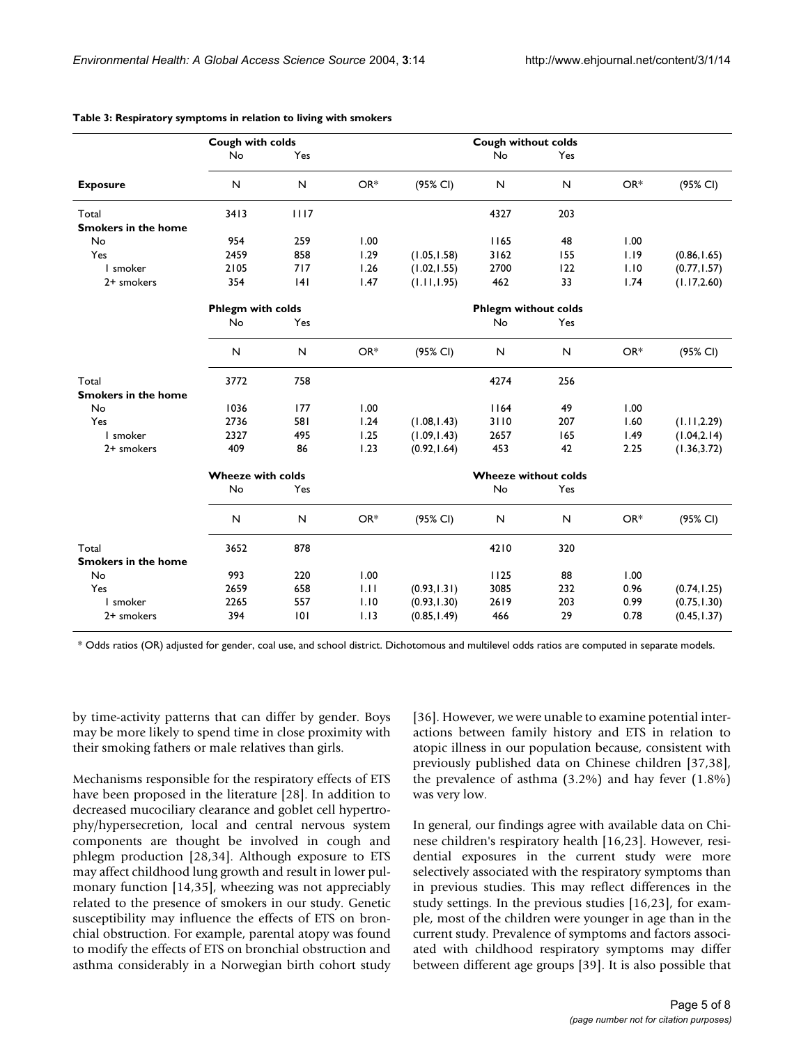**Table 3: Respiratory symptoms in relation to living with smokers**

| | Cough with colds | | | | Cough without colds | | | |
|---|---|---|---|---|---|---|---|---|
| | No | Yes | | | No | Yes | | |
| **Exposure** | N | N | OR* | (95% CI) | N | N | OR* | (95% CI) |
| Total | 3413 | 1117 | | | 4327 | 203 | | |
| **Smokers in the home** | | | | | | | | |
| No | 954 | 259 | 1.00 | | 1165 | 48 | 1.00 | |
| Yes | 2459 | 858 | 1.29 | (1.05,1.58) | 3162 | 155 | 1.19 | (0.86,1.65) |
| 1 smoker | 2105 | 717 | 1.26 | (1.02,1.55) | 2700 | 122 | 1.10 | (0.77,1.57) |
| 2+ smokers | 354 | 141 | 1.47 | (1.11,1.95) | 462 | 33 | 1.74 | (1.17,2.60) |
| | **Phlegm with colds** | | | | **Phlegm without colds** | | | |
| | No | Yes | | | No | Yes | | |
| | N | N | OR* | (95% CI) | N | N | OR* | (95% CI) |
| Total | 3772 | 758 | | | 4274 | 256 | | |
| **Smokers in the home** | | | | | | | | |
| No | 1036 | 177 | 1.00 | | 1164 | 49 | 1.00 | |
| Yes | 2736 | 581 | 1.24 | (1.08,1.43) | 3110 | 207 | 1.60 | (1.11,2.29) |
| 1 smoker | 2327 | 495 | 1.25 | (1.09,1.43) | 2657 | 165 | 1.49 | (1.04,2.14) |
| 2+ smokers | 409 | 86 | 1.23 | (0.92,1.64) | 453 | 42 | 2.25 | (1.36,3.72) |
| | **Wheeze with colds** | | | | **Wheeze without colds** | | | |
| | No | Yes | | | No | Yes | | |
| | N | N | OR* | (95% CI) | N | N | OR* | (95% CI) |
| Total | 3652 | 878 | | | 4210 | 320 | | |
| **Smokers in the home** | | | | | | | | |
| No | 993 | 220 | 1.00 | | 1125 | 88 | 1.00 | |
| Yes | 2659 | 658 | 1.11 | (0.93,1.31) | 3085 | 232 | 0.96 | (0.74,1.25) |
| 1 smoker | 2265 | 557 | 1.10 | (0.93,1.30) | 2619 | 203 | 0.99 | (0.75,1.30) |
| 2+ smokers | 394 | 101 | 1.13 | (0.85,1.49) | 466 | 29 | 0.78 | (0.45,1.37) |

* Odds ratios (OR) adjusted for gender, coal use, and school district. Dichotomous and multilevel odds ratios are computed in separate models.

by time-activity patterns that can differ by gender. Boys may be more likely to spend time in close proximity with their smoking fathers or male relatives than girls.

Mechanisms responsible for the respiratory effects of ETS have been proposed in the literature [28]. In addition to decreased mucociliary clearance and goblet cell hypertrophy/hypersecretion, local and central nervous system components are thought be involved in cough and phlegm production [28,34]. Although exposure to ETS may affect childhood lung growth and result in lower pulmonary function [14,35], wheezing was not appreciably related to the presence of smokers in our study. Genetic susceptibility may influence the effects of ETS on bronchial obstruction. For example, parental atopy was found to modify the effects of ETS on bronchial obstruction and asthma considerably in a Norwegian birth cohort study [36]. However, we were unable to examine potential interactions between family history and ETS in relation to atopic illness in our population because, consistent with previously published data on Chinese children [37,38], the prevalence of asthma (3.2%) and hay fever (1.8%) was very low.

In general, our findings agree with available data on Chinese children's respiratory health [16,23]. However, residential exposures in the current study were more selectively associated with the respiratory symptoms than in previous studies. This may reflect differences in the study settings. In the previous studies [16,23], for example, most of the children were younger in age than in the current study. Prevalence of symptoms and factors associated with childhood respiratory symptoms may differ between different age groups [39]. It is also possible that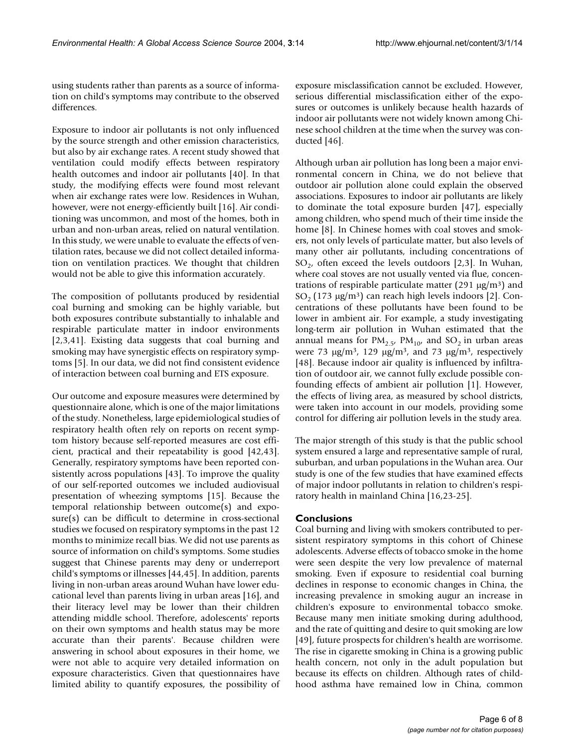using students rather than parents as a source of information on child's symptoms may contribute to the observed differences.

Exposure to indoor air pollutants is not only influenced by the source strength and other emission characteristics, but also by air exchange rates. A recent study showed that ventilation could modify effects between respiratory health outcomes and indoor air pollutants [40]. In that study, the modifying effects were found most relevant when air exchange rates were low. Residences in Wuhan, however, were not energy-efficiently built [16]. Air conditioning was uncommon, and most of the homes, both in urban and non-urban areas, relied on natural ventilation. In this study, we were unable to evaluate the effects of ventilation rates, because we did not collect detailed information on ventilation practices. We thought that children would not be able to give this information accurately.

The composition of pollutants produced by residential coal burning and smoking can be highly variable, but both exposures contribute substantially to inhalable and respirable particulate matter in indoor environments [2,3,41]. Existing data suggests that coal burning and smoking may have synergistic effects on respiratory symptoms [5]. In our data, we did not find consistent evidence of interaction between coal burning and ETS exposure.

Our outcome and exposure measures were determined by questionnaire alone, which is one of the major limitations of the study. Nonetheless, large epidemiological studies of respiratory health often rely on reports on recent symptom history because self-reported measures are cost efficient, practical and their repeatability is good [42,43]. Generally, respiratory symptoms have been reported consistently across populations [43]. To improve the quality of our self-reported outcomes we included audiovisual presentation of wheezing symptoms [15]. Because the temporal relationship between outcome(s) and exposure(s) can be difficult to determine in cross-sectional studies we focused on respiratory symptoms in the past 12 months to minimize recall bias. We did not use parents as source of information on child's symptoms. Some studies suggest that Chinese parents may deny or underreport child's symptoms or illnesses [44,45]. In addition, parents living in non-urban areas around Wuhan have lower educational level than parents living in urban areas [16], and their literacy level may be lower than their children attending middle school. Therefore, adolescents' reports on their own symptoms and health status may be more accurate than their parents'. Because children were answering in school about exposures in their home, we were not able to acquire very detailed information on exposure characteristics. Given that questionnaires have limited ability to quantify exposures, the possibility of exposure misclassification cannot be excluded. However, serious differential misclassification either of the exposures or outcomes is unlikely because health hazards of indoor air pollutants were not widely known among Chinese school children at the time when the survey was conducted [46].

Although urban air pollution has long been a major environmental concern in China, we do not believe that outdoor air pollution alone could explain the observed associations. Exposures to indoor air pollutants are likely to dominate the total exposure burden [47], especially among children, who spend much of their time inside the home [8]. In Chinese homes with coal stoves and smokers, not only levels of particulate matter, but also levels of many other air pollutants, including concentrations of $SO_2$, often exceed the levels outdoors [2,3]. In Wuhan, where coal stoves are not usually vented via flue, concentrations of respirable particulate matter (291 μg/m$^3$) and $SO_2$ (173 μg/m$^3$) can reach high levels indoors [2]. Concentrations of these pollutants have been found to be lower in ambient air. For example, a study investigating long-term air pollution in Wuhan estimated that the annual means for $PM_{2.5}$, $PM_{10}$, and $SO_2$ in urban areas were 73 μg/m$^3$, 129 μg/m$^3$, and 73 μg/m$^3$, respectively [48]. Because indoor air quality is influenced by infiltration of outdoor air, we cannot fully exclude possible confounding effects of ambient air pollution [1]. However, the effects of living area, as measured by school districts, were taken into account in our models, providing some control for differing air pollution levels in the study area.

The major strength of this study is that the public school system ensured a large and representative sample of rural, suburban, and urban populations in the Wuhan area. Our study is one of the few studies that have examined effects of major indoor pollutants in relation to children's respiratory health in mainland China [16,23-25].

## Conclusions

Coal burning and living with smokers contributed to persistent respiratory symptoms in this cohort of Chinese adolescents. Adverse effects of tobacco smoke in the home were seen despite the very low prevalence of maternal smoking. Even if exposure to residential coal burning declines in response to economic changes in China, the increasing prevalence in smoking augur an increase in children's exposure to environmental tobacco smoke. Because many men initiate smoking during adulthood, and the rate of quitting and desire to quit smoking are low [49], future prospects for children's health are worrisome. The rise in cigarette smoking in China is a growing public health concern, not only in the adult population but because its effects on children. Although rates of childhood asthma have remained low in China, common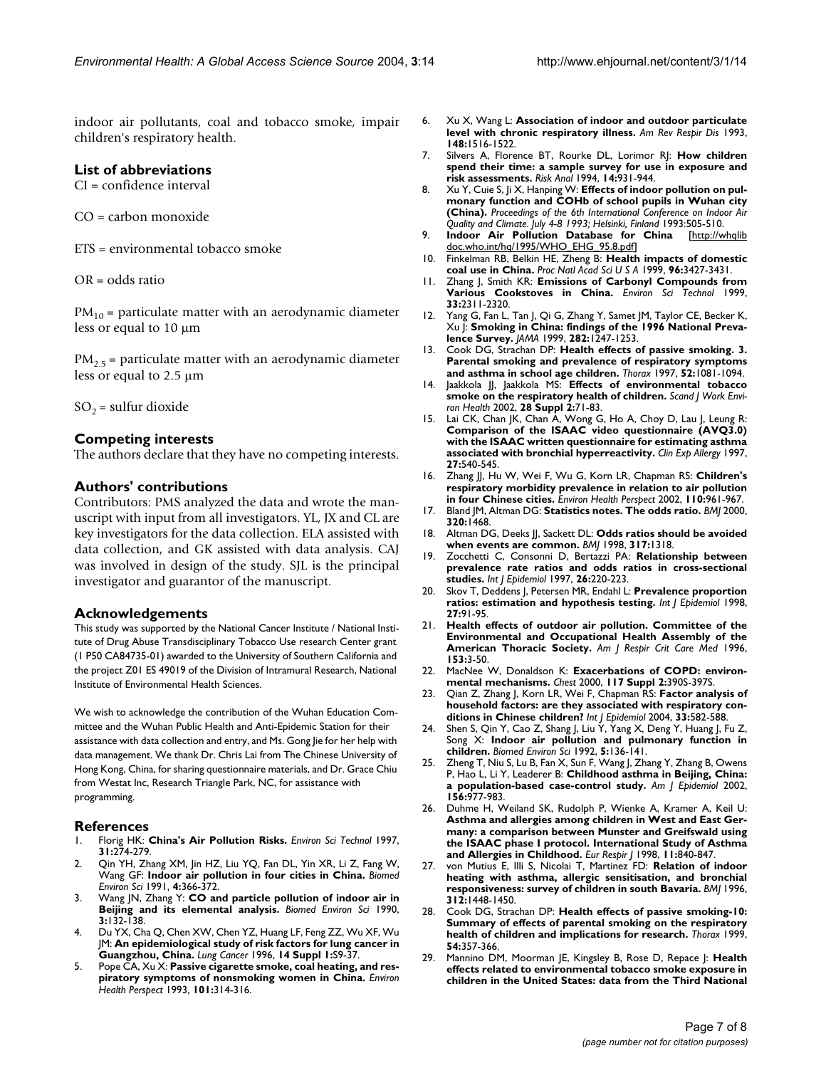indoor air pollutants, coal and tobacco smoke, impair children's respiratory health.

## List of abbreviations

CI = confidence interval

CO = carbon monoxide

ETS = environmental tobacco smoke

OR = odds ratio

$PM_{10}$ = particulate matter with an aerodynamic diameter less or equal to 10 μm

$PM_{2.5}$ = particulate matter with an aerodynamic diameter less or equal to 2.5 μm

$SO_2$ = sulfur dioxide

## Competing interests

The authors declare that they have no competing interests.

## Authors' contributions

Contributors: PMS analyzed the data and wrote the manuscript with input from all investigators. YL, JX and CL are key investigators for the data collection. ELA assisted with data collection, and GK assisted with data analysis. CAJ was involved in design of the study. SJL is the principal investigator and guarantor of the manuscript.

## Acknowledgements

This study was supported by the National Cancer Institute / National Institute of Drug Abuse Transdisciplinary Tobacco Use research Center grant (1 P50 CA84735-01) awarded to the University of Southern California and the project Z01 ES 49019 of the Division of Intramural Research, National Institute of Environmental Health Sciences.

We wish to acknowledge the contribution of the Wuhan Education Committee and the Wuhan Public Health and Anti-Epidemic Station for their assistance with data collection and entry, and Ms. Gong Jie for her help with data management. We thank Dr. Chris Lai from The Chinese University of Hong Kong, China, for sharing questionnaire materials, and Dr. Grace Chiu from Westat Inc, Research Triangle Park, NC, for assistance with programming.

## References

1. Florig HK: **China's Air Pollution Risks.** *Environ Sci Technol* 1997, **31:**274-279.
2. Qin YH, Zhang XM, Jin HZ, Liu YQ, Fan DL, Yin XR, Li Z, Fang W, Wang GF: **Indoor air pollution in four cities in China.** *Biomed Environ Sci* 1991, **4:**366-372.
3. Wang JN, Zhang Y: **CO and particle pollution of indoor air in Beijing and its elemental analysis.** *Biomed Environ Sci* 1990, **3:**132-138.
4. Du YX, Cha Q, Chen XW, Chen YZ, Huang LF, Feng ZZ, Wu XF, Wu JM: **An epidemiological study of risk factors for lung cancer in Guangzhou, China.** *Lung Cancer* 1996, **14 Suppl 1:**S9-37.
5. Pope CA, Xu X: **Passive cigarette smoke, coal heating, and respiratory symptoms of nonsmoking women in China.** *Environ Health Perspect* 1993, **101:**314-316.
6. Xu X, Wang L: **Association of indoor and outdoor particulate level with chronic respiratory illness.** *Am Rev Respir Dis* 1993, **148:**1516-1522.
7. Silvers A, Florence BT, Rourke DL, Lorimor RJ: **How children spend their time: a sample survey for use in exposure and risk assessments.** *Risk Anal* 1994, **14:**931-944.
8. Xu Y, Cuie S, Ji X, Hanping W: **Effects of indoor pollution on pulmonary function and COHb of school pupils in Wuhan city (China).** *Proceedings of the 6th International Conference on Indoor Air Quality and Climate. July 4-8 1993; Helsinki, Finland* 1993:505-510.
9. **Indoor Air Pollution Database for China** [http://whqlibdoc.who.int/hq/1995/WHO_EHG_95.8.pdf]
10. Finkelman RB, Belkin HE, Zheng B: **Health impacts of domestic coal use in China.** *Proc Natl Acad Sci U S A* 1999, **96:**3427-3431.
11. Zhang J, Smith KR: **Emissions of Carbonyl Compounds from Various Cookstoves in China.** *Environ Sci Technol* 1999, **33:**2311-2320.
12. Yang G, Fan L, Tan J, Qi G, Zhang Y, Samet JM, Taylor CE, Becker K, Xu J: **Smoking in China: findings of the 1996 National Prevalence Survey.** *JAMA* 1999, **282:**1247-1253.
13. Cook DG, Strachan DP: **Health effects of passive smoking. 3. Parental smoking and prevalence of respiratory symptoms and asthma in school age children.** *Thorax* 1997, **52:**1081-1094.
14. Jaakkola JJ, Jaakkola MS: **Effects of environmental tobacco smoke on the respiratory health of children.** *Scand J Work Environ Health* 2002, **28 Suppl 2:**71-83.
15. Lai CK, Chan JK, Chan A, Wong G, Ho A, Choy D, Lau J, Leung R: **Comparison of the ISAAC video questionnaire (AVQ3.0) with the ISAAC written questionnaire for estimating asthma associated with bronchial hyperreactivity.** *Clin Exp Allergy* 1997, **27:**540-545.
16. Zhang JJ, Hu W, Wei F, Wu G, Korn LR, Chapman RS: **Children's respiratory morbidity prevalence in relation to air pollution in four Chinese cities.** *Environ Health Perspect* 2002, **110:**961-967.
17. Bland JM, Altman DG: **Statistics notes. The odds ratio.** *BMJ* 2000, **320:**1468.
18. Altman DG, Deeks JJ, Sackett DL: **Odds ratios should be avoided when events are common.** *BMJ* 1998, **317:**1318.
19. Zocchetti C, Consonni D, Bertazzi PA: **Relationship between prevalence rate ratios and odds ratios in cross-sectional studies.** *Int J Epidemiol* 1997, **26:**220-223.
20. Skov T, Deddens J, Petersen MR, Endahl L: **Prevalence proportion ratios: estimation and hypothesis testing.** *Int J Epidemiol* 1998, **27:**91-95.
21. **Health effects of outdoor air pollution. Committee of the Environmental and Occupational Health Assembly of the American Thoracic Society.** *Am J Respir Crit Care Med* 1996, **153:**3-50.
22. MacNee W, Donaldson K: **Exacerbations of COPD: environmental mechanisms.** *Chest* 2000, **117 Suppl 2:**390S-397S.
23. Qian Z, Zhang J, Korn LR, Wei F, Chapman RS: **Factor analysis of household factors: are they associated with respiratory conditions in Chinese children?** *Int J Epidemiol* 2004, **33:**582-588.
24. Shen S, Qin Y, Cao Z, Shang J, Liu Y, Yang X, Deng Y, Huang J, Fu Z, Song X: **Indoor air pollution and pulmonary function in children.** *Biomed Environ Sci* 1992, **5:**136-141.
25. Zheng T, Niu S, Lu B, Fan X, Sun F, Wang J, Zhang Y, Zhang B, Owens P, Hao L, Li Y, Leaderer B: **Childhood asthma in Beijing, China: a population-based case-control study.** *Am J Epidemiol* 2002, **156:**977-983.
26. Duhme H, Weiland SK, Rudolph P, Wienke A, Kramer A, Keil U: **Asthma and allergies among children in West and East Germany: a comparison between Munster and Greifswald using the ISAAC phase I protocol. International Study of Asthma and Allergies in Childhood.** *Eur Respir J* 1998, **11:**840-847.
27. von Mutius E, Illi S, Nicolai T, Martinez FD: **Relation of indoor heating with asthma, allergic sensitisation, and bronchial responsiveness: survey of children in south Bavaria.** *BMJ* 1996, **312:**1448-1450.
28. Cook DG, Strachan DP: **Health effects of passive smoking-10: Summary of effects of parental smoking on the respiratory health of children and implications for research.** *Thorax* 1999, **54:**357-366.
29. Mannino DM, Moorman JE, Kingsley B, Rose D, Repace J: **Health effects related to environmental tobacco smoke exposure in children in the United States: data from the Third National**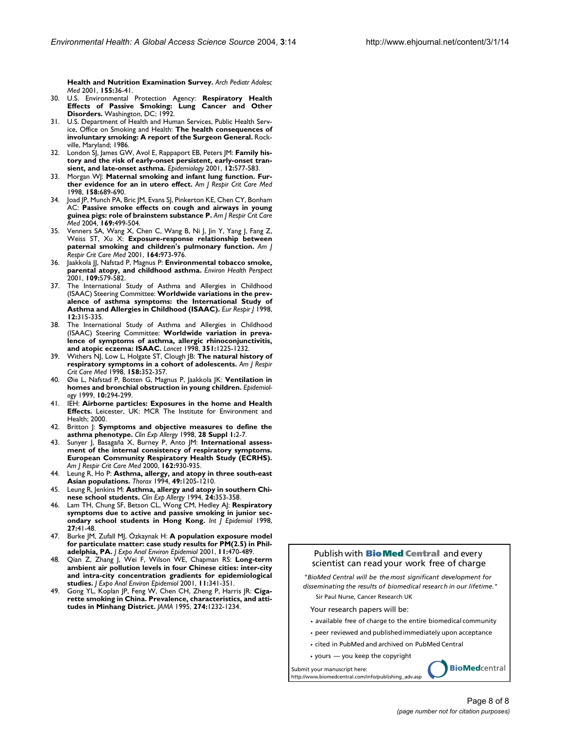**Health and Nutrition Examination Survey.** *Arch Pediatr Adolesc Med* 2001, **155:**36-41.

30. U.S. Environmental Protection Agency: **Respiratory Health Effects of Passive Smoking: Lung Cancer and Other Disorders.** Washington, DC; 1992.
31. U.S. Department of Health and Human Services, Public Health Service, Office on Smoking and Health: **The health consequences of involuntary smoking: A report of the Surgeon General.** Rockville, Maryland; 1986.
32. London SJ, James GW, Avol E, Rappaport EB, Peters JM: **Family history and the risk of early-onset persistent, early-onset transient, and late-onset asthma.** *Epidemiology* 2001, **12:**577-583.
33. Morgan WJ: **Maternal smoking and infant lung function. Further evidence for an in utero effect.** *Am J Respir Crit Care Med* 1998, **158:**689-690.
34. Joad JP, Munch PA, Bric JM, Evans SJ, Pinkerton KE, Chen CY, Bonham AC: **Passive smoke effects on cough and airways in young guinea pigs: role of brainstem substance P.** *Am J Respir Crit Care Med* 2004, **169:**499-504.
35. Venners SA, Wang X, Chen C, Wang B, Ni J, Jin Y, Yang J, Fang Z, Weiss ST, Xu X: **Exposure-response relationship between paternal smoking and children's pulmonary function.** *Am J Respir Crit Care Med* 2001, **164:**973-976.
36. Jaakkola JJ, Nafstad P, Magnus P: **Environmental tobacco smoke, parental atopy, and childhood asthma.** *Environ Health Perspect* 2001, **109:**579-582.
37. The International Study of Asthma and Allergies in Childhood (ISAAC) Steering Committee: **Worldwide variations in the prevalence of asthma symptoms: the International Study of Asthma and Allergies in Childhood (ISAAC).** *Eur Respir J* 1998, **12:**315-335.
38. The International Study of Asthma and Allergies in Childhood (ISAAC) Steering Committee: **Worldwide variation in prevalence of symptoms of asthma, allergic rhinoconjunctivitis, and atopic eczema: ISAAC.** *Lancet* 1998, **351:**1225-1232.
39. Withers NJ, Low L, Holgate ST, Clough JB: **The natural history of respiratory symptoms in a cohort of adolescents.** *Am J Respir Crit Care Med* 1998, **158:**352-357.
40. Øie L, Nafstad P, Botten G, Magnus P, Jaakkola JK: **Ventilation in homes and bronchial obstruction in young children.** *Epidemiology* 1999, **10:**294-299.
41. IEH: **Airborne particles: Exposures in the home and Health Effects.** Leicester, UK: MCR The Institute for Environment and Health; 2000.
42. Britton J: **Symptoms and objective measures to define the asthma phenotype.** *Clin Exp Allergy* 1998, **28 Suppl 1:**2-7.
43. Sunyer J, Basagaña X, Burney P, Anto JM: **International assessment of the internal consistency of respiratory symptoms. European Community Respiratory Health Study (ECRHS).** *Am J Respir Crit Care Med* 2000, **162:**930-935.
44. Leung R, Ho P: **Asthma, allergy, and atopy in three south-east Asian populations.** *Thorax* 1994, **49:**1205-1210.
45. Leung R, Jenkins M: **Asthma, allergy and atopy in southern Chinese school students.** *Clin Exp Allergy* 1994, **24:**353-358.
46. Lam TH, Chung SF, Betson CL, Wong CM, Hedley AJ: **Respiratory symptoms due to active and passive smoking in junior secondary school students in Hong Kong.** *Int J Epidemiol* 1998, **27:**41-48.
47. Burke JM, Zufall MJ, Özkaynak H: **A population exposure model for particulate matter: case study results for PM(2.5) in Philadelphia, PA.** *J Expo Anal Environ Epidemiol* 2001, **11:**470-489.
48. Qian Z, Zhang J, Wei F, Wilson WE, Chapman RS: **Long-term ambient air pollution levels in four Chinese cities: inter-city and intra-city concentration gradients for epidemiological studies.** *J Expo Anal Environ Epidemiol* 2001, **11:**341-351.
49. Gong YL, Koplan JP, Feng W, Chen CH, Zheng P, Harris JR: **Cigarette smoking in China. Prevalence, characteristics, and attitudes in Minhang District.** *JAMA* 1995, **274:**1232-1234.

Publish with **BioMed Central** and every scientist can read your work free of charge

*"BioMed Central will be the most significant development for disseminating the results of biomedical research in our lifetime."*
Sir Paul Nurse, Cancer Research UK

Your research papers will be:

- available free of charge to the entire biomedical community
- peer reviewed and published immediately upon acceptance
- cited in PubMed and archived on PubMed Central
- yours — you keep the copyright

Submit your manuscript here:
http://www.biomedcentral.com/info/publishing_adv.asp

BioMedcentral